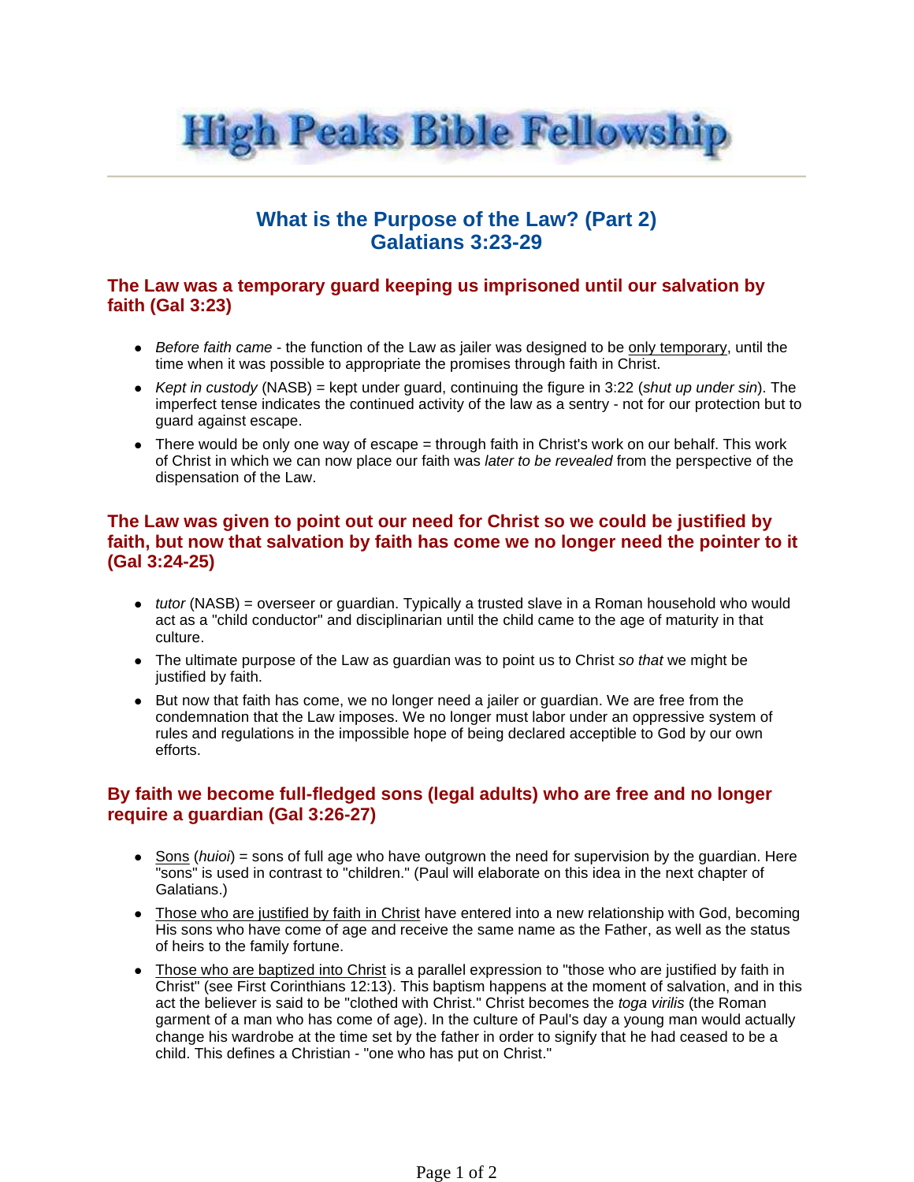# High Peaks Bible Fellowship

## What is the Purpose of the Law? (Part 2)
## Galatians 3:23-29

### The Law was a temporary guard keeping us imprisoned until our salvation by faith (Gal 3:23)

- *Before faith came* - the function of the Law as jailer was designed to be <u>only temporary</u>, until the time when it was possible to appropriate the promises through faith in Christ.
- *Kept in custody* (NASB) = kept under guard, continuing the figure in 3:22 (*shut up under sin*). The imperfect tense indicates the continued activity of the law as a sentry - not for our protection but to guard against escape.
- There would be only one way of escape = through faith in Christ's work on our behalf. This work of Christ in which we can now place our faith was *later to be revealed* from the perspective of the dispensation of the Law.

### The Law was given to point out our need for Christ so we could be justified by faith, but now that salvation by faith has come we no longer need the pointer to it (Gal 3:24-25)

- *tutor* (NASB) = overseer or guardian. Typically a trusted slave in a Roman household who would act as a "child conductor" and disciplinarian until the child came to the age of maturity in that culture.
- The ultimate purpose of the Law as guardian was to point us to Christ *so that* we might be justified by faith.
- But now that faith has come, we no longer need a jailer or guardian. We are free from the condemnation that the Law imposes. We no longer must labor under an oppressive system of rules and regulations in the impossible hope of being declared acceptible to God by our own efforts.

### By faith we become full-fledged sons (legal adults) who are free and no longer require a guardian (Gal 3:26-27)

- <u>Sons</u> (*huioi*) = sons of full age who have outgrown the need for supervision by the guardian. Here "sons" is used in contrast to "children." (Paul will elaborate on this idea in the next chapter of Galatians.)
- <u>Those who are justified by faith in Christ</u> have entered into a new relationship with God, becoming His sons who have come of age and receive the same name as the Father, as well as the status of heirs to the family fortune.
- <u>Those who are baptized into Christ</u> is a parallel expression to "those who are justified by faith in Christ" (see First Corinthians 12:13). This baptism happens at the moment of salvation, and in this act the believer is said to be "clothed with Christ." Christ becomes the *toga virilis* (the Roman garment of a man who has come of age). In the culture of Paul's day a young man would actually change his wardrobe at the time set by the father in order to signify that he had ceased to be a child. This defines a Christian - "one who has put on Christ."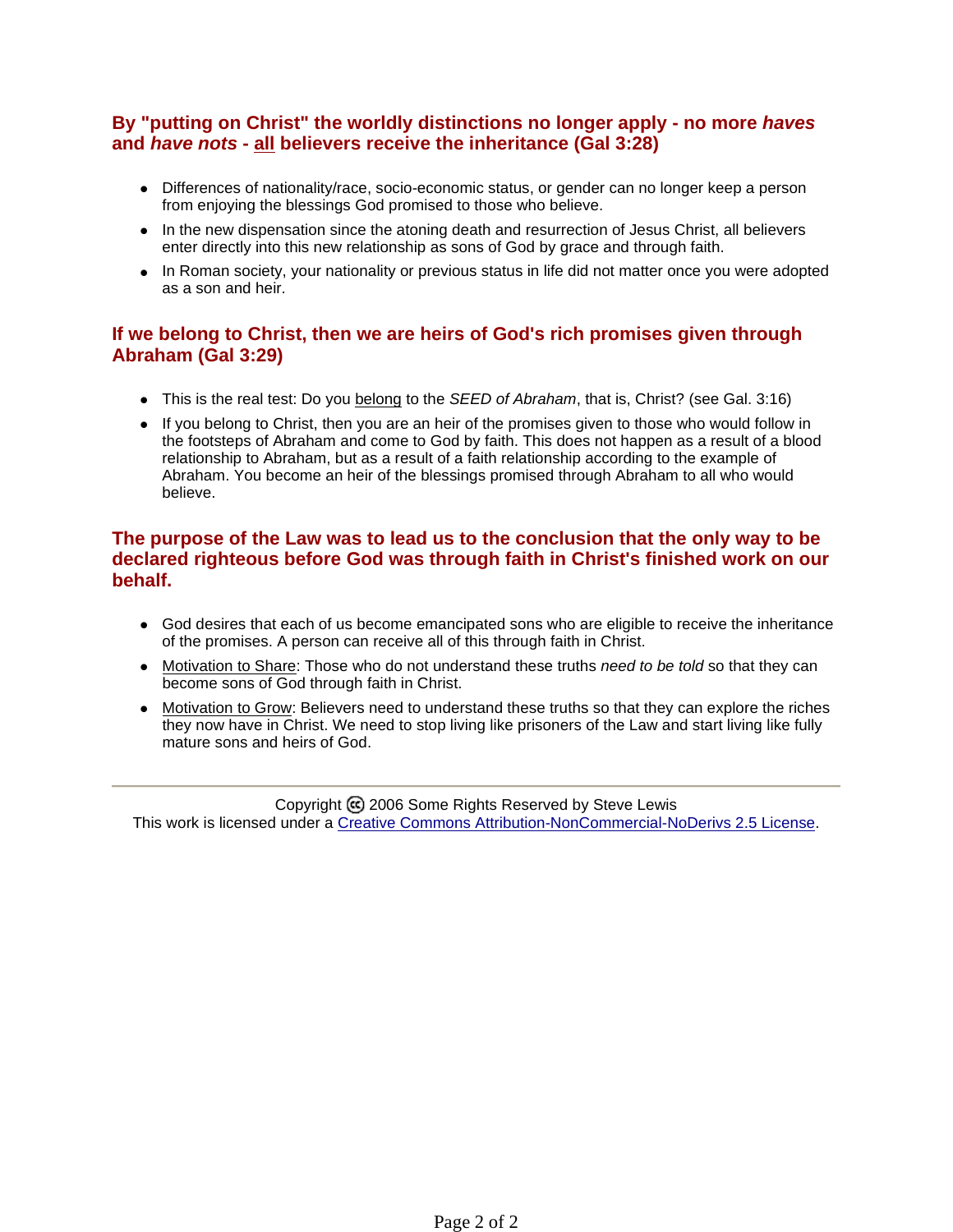### By "putting on Christ" the worldly distinctions no longer apply - no more *haves* and *have nots* - <u>all</u> believers receive the inheritance (Gal 3:28)

- Differences of nationality/race, socio-economic status, or gender can no longer keep a person from enjoying the blessings God promised to those who believe.
- In the new dispensation since the atoning death and resurrection of Jesus Christ, all believers enter directly into this new relationship as sons of God by grace and through faith.
- In Roman society, your nationality or previous status in life did not matter once you were adopted as a son and heir.

### If we belong to Christ, then we are heirs of God's rich promises given through Abraham (Gal 3:29)

- This is the real test: Do you <u>belong</u> to the *SEED of Abraham*, that is, Christ? (see Gal. 3:16)
- If you belong to Christ, then you are an heir of the promises given to those who would follow in the footsteps of Abraham and come to God by faith. This does not happen as a result of a blood relationship to Abraham, but as a result of a faith relationship according to the example of Abraham. You become an heir of the blessings promised through Abraham to all who would believe.

### The purpose of the Law was to lead us to the conclusion that the only way to be declared righteous before God was through faith in Christ's finished work on our behalf.

- God desires that each of us become emancipated sons who are eligible to receive the inheritance of the promises. A person can receive all of this through faith in Christ.
- <u>Motivation to Share</u>: Those who do not understand these truths *need to be told* so that they can become sons of God through faith in Christ.
- <u>Motivation to Grow</u>: Believers need to understand these truths so that they can explore the riches they now have in Christ. We need to stop living like prisoners of the Law and start living like fully mature sons and heirs of God.

---

Copyright (cc) 2006 Some Rights Reserved by Steve Lewis
This work is licensed under a [Creative Commons Attribution-NonCommercial-NoDerivs 2.5 License](#).